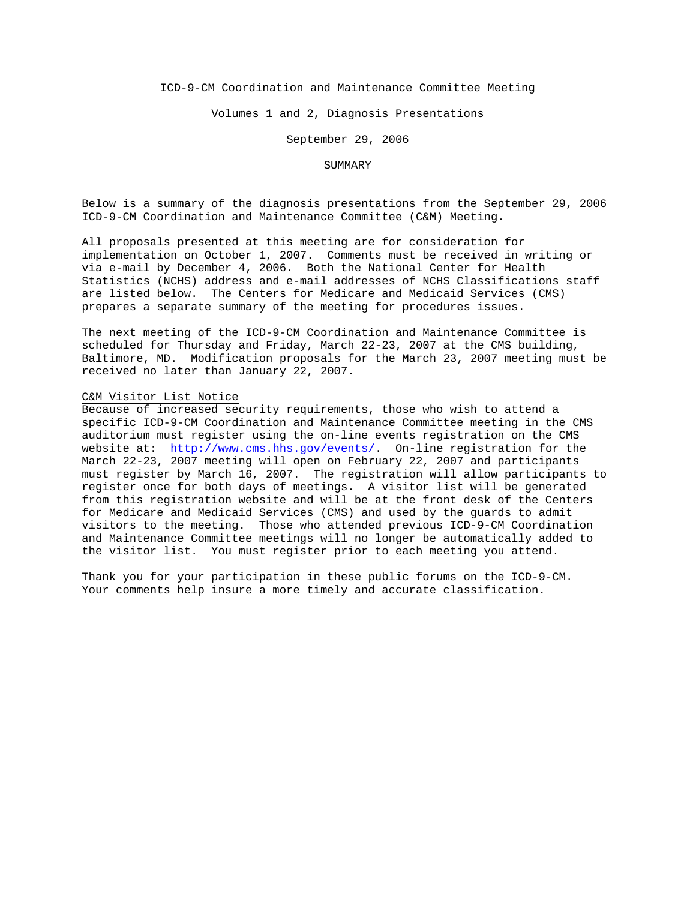# ICD-9-CM Coordination and Maintenance Committee Meeting

## Volumes 1 and 2, Diagnosis Presentations

### September 29, 2006

### SUMMARY

Below is a summary of the diagnosis presentations from the September 29, 2006 ICD-9-CM Coordination and Maintenance Committee (C&M) Meeting.

All proposals presented at this meeting are for consideration for implementation on October 1, 2007. Comments must be received in writing or via e-mail by December 4, 2006. Both the National Center for Health Statistics (NCHS) address and e-mail addresses of NCHS Classifications staff are listed below. The Centers for Medicare and Medicaid Services (CMS) prepares a separate summary of the meeting for procedures issues.

The next meeting of the ICD-9-CM Coordination and Maintenance Committee is scheduled for Thursday and Friday, March 22-23, 2007 at the CMS building, Baltimore, MD. Modification proposals for the March 23, 2007 meeting must be received no later than January 22, 2007.

C&M Visitor List Notice

Because of increased security requirements, those who wish to attend a specific ICD-9-CM Coordination and Maintenance Committee meeting in the CMS auditorium must register using the on-line events registration on the CMS website at: http://www.cms.hhs.gov/events/. On-line registration for the March 22-23, 2007 meeting will open on February 22, 2007 and participants must register by March 16, 2007. The registration will allow participants to register once for both days of meetings. A visitor list will be generated from this registration website and will be at the front desk of the Centers for Medicare and Medicaid Services (CMS) and used by the guards to admit visitors to the meeting. Those who attended previous ICD-9-CM Coordination and Maintenance Committee meetings will no longer be automatically added to the visitor list. You must register prior to each meeting you attend.

Thank you for your participation in these public forums on the ICD-9-CM. Your comments help insure a more timely and accurate classification.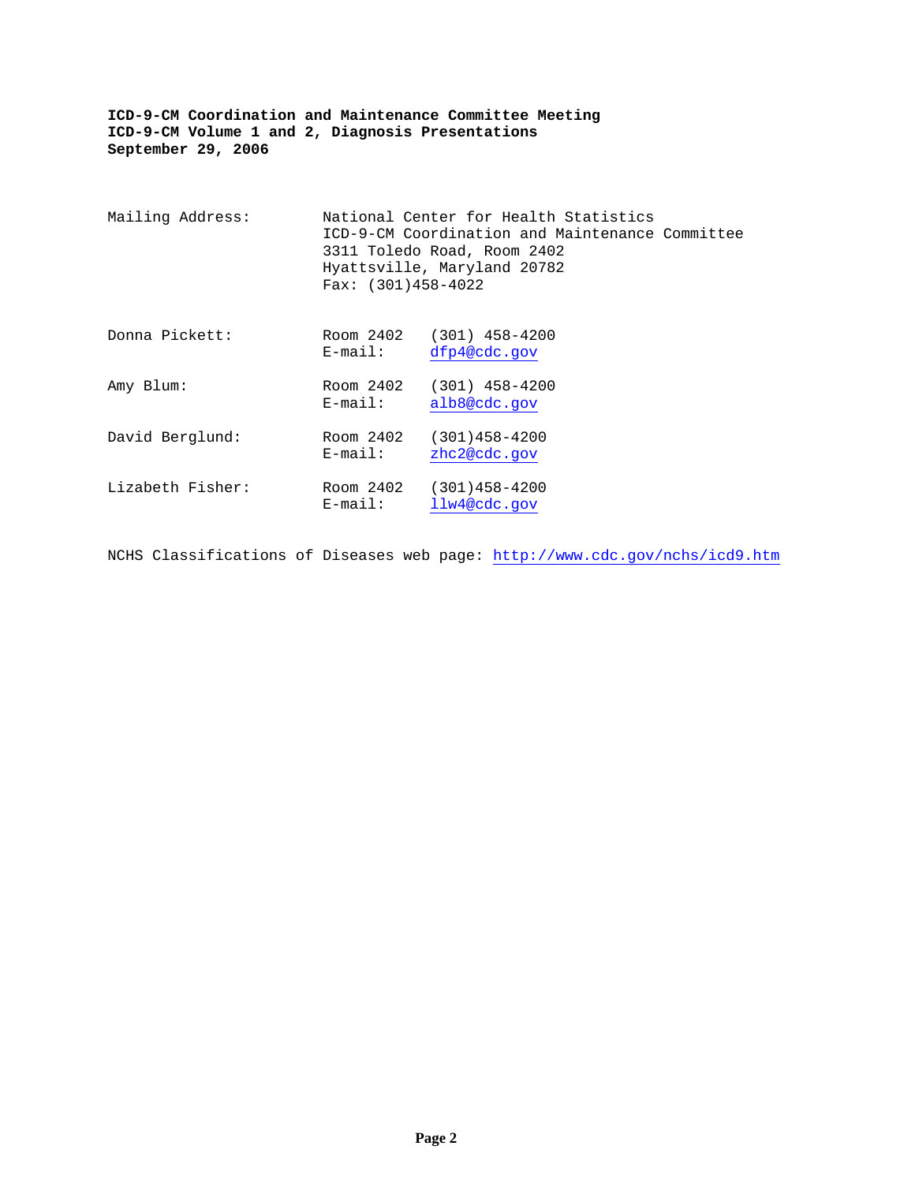**ICD-9-CM Coordination and Maintenance Committee Meeting**
**ICD-9-CM Volume 1 and 2, Diagnosis Presentations**
**September 29, 2006**

| | | |
|---|---|---|
| Mailing Address: | National Center for Health Statistics<br>ICD-9-CM Coordination and Maintenance Committee<br>3311 Toledo Road, Room 2402<br>Hyattsville, Maryland 20782<br>Fax: (301)458-4022 | |
| Donna Pickett: | Room 2402<br>E-mail: | (301) 458-4200<br>dfp4@cdc.gov |
| Amy Blum: | Room 2402<br>E-mail: | (301) 458-4200<br>alb8@cdc.gov |
| David Berglund: | Room 2402<br>E-mail: | (301)458-4200<br>zhc2@cdc.gov |
| Lizabeth Fisher: | Room 2402<br>E-mail: | (301)458-4200<br>llw4@cdc.gov |

NCHS Classifications of Diseases web page: http://www.cdc.gov/nchs/icd9.htm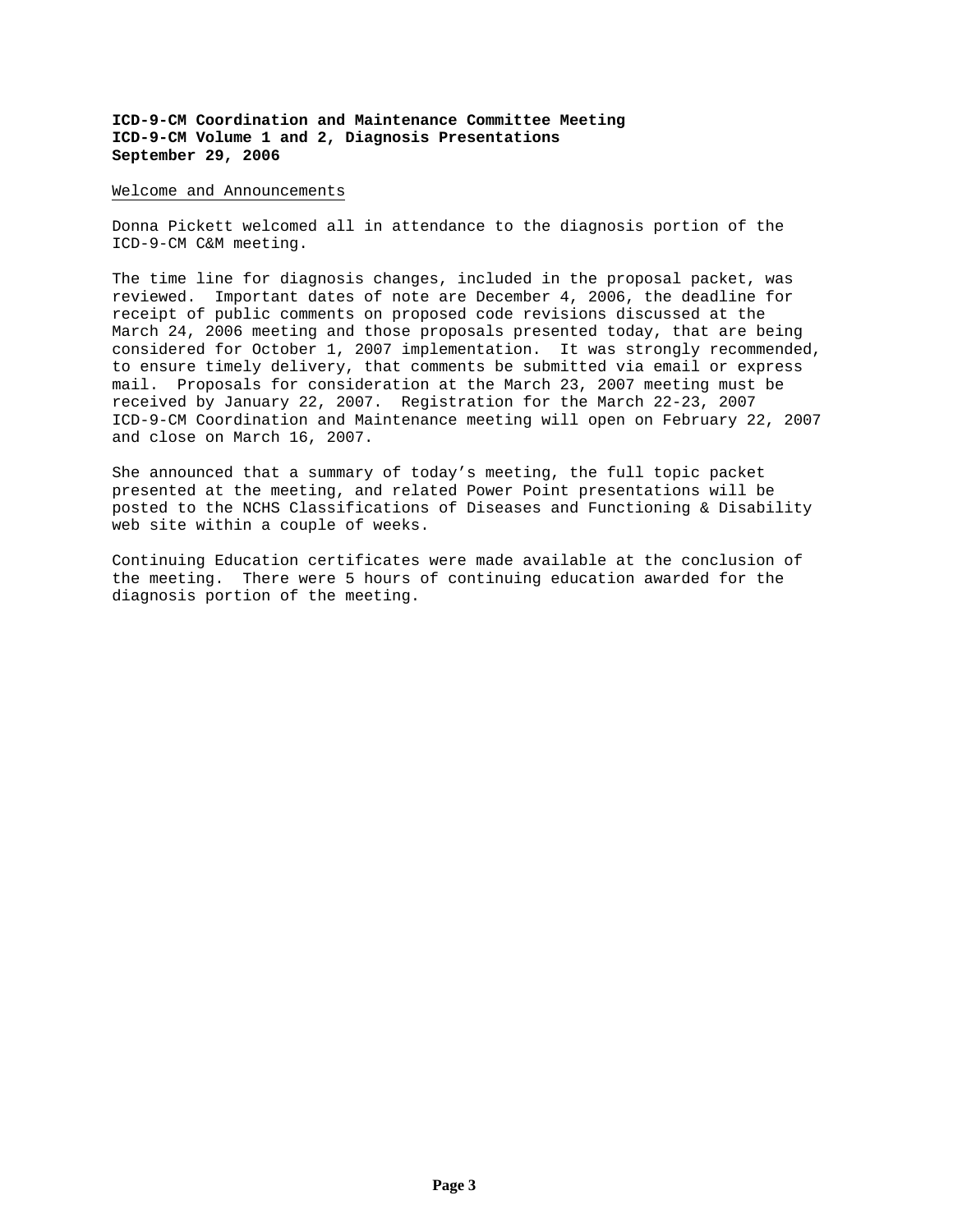**ICD-9-CM Coordination and Maintenance Committee Meeting**
**ICD-9-CM Volume 1 and 2, Diagnosis Presentations**
**September 29, 2006**

Welcome and Announcements

Donna Pickett welcomed all in attendance to the diagnosis portion of the ICD-9-CM C&M meeting.

The time line for diagnosis changes, included in the proposal packet, was reviewed. Important dates of note are December 4, 2006, the deadline for receipt of public comments on proposed code revisions discussed at the March 24, 2006 meeting and those proposals presented today, that are being considered for October 1, 2007 implementation. It was strongly recommended, to ensure timely delivery, that comments be submitted via email or express mail. Proposals for consideration at the March 23, 2007 meeting must be received by January 22, 2007. Registration for the March 22-23, 2007 ICD-9-CM Coordination and Maintenance meeting will open on February 22, 2007 and close on March 16, 2007.

She announced that a summary of today's meeting, the full topic packet presented at the meeting, and related Power Point presentations will be posted to the NCHS Classifications of Diseases and Functioning & Disability web site within a couple of weeks.

Continuing Education certificates were made available at the conclusion of the meeting. There were 5 hours of continuing education awarded for the diagnosis portion of the meeting.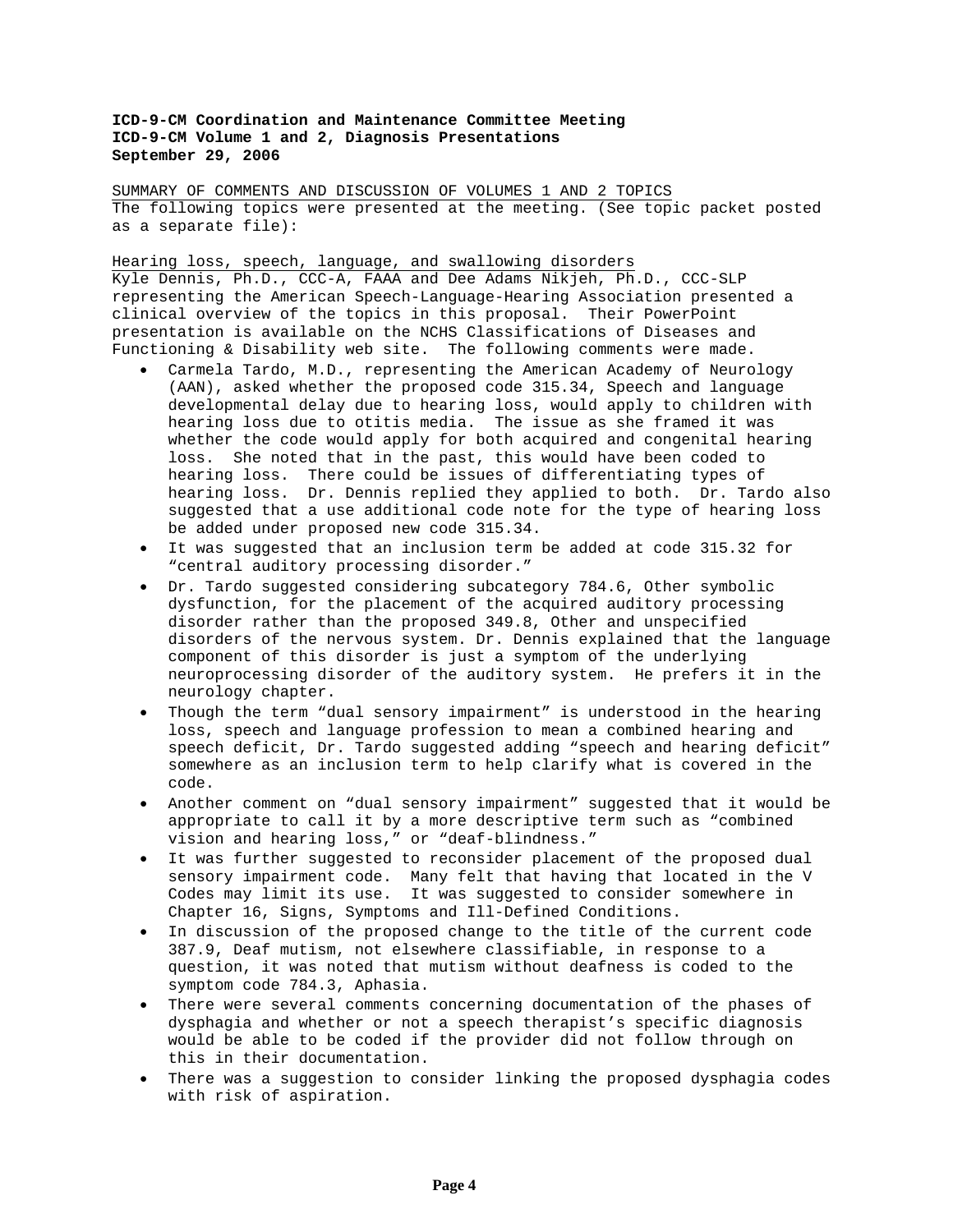**ICD-9-CM Coordination and Maintenance Committee Meeting**
**ICD-9-CM Volume 1 and 2, Diagnosis Presentations**
**September 29, 2006**

SUMMARY OF COMMENTS AND DISCUSSION OF VOLUMES 1 AND 2 TOPICS
The following topics were presented at the meeting. (See topic packet posted as a separate file):

Hearing loss, speech, language, and swallowing disorders
Kyle Dennis, Ph.D., CCC-A, FAAA and Dee Adams Nikjeh, Ph.D., CCC-SLP representing the American Speech-Language-Hearing Association presented a clinical overview of the topics in this proposal. Their PowerPoint presentation is available on the NCHS Classifications of Diseases and Functioning & Disability web site. The following comments were made.

- Carmela Tardo, M.D., representing the American Academy of Neurology (AAN), asked whether the proposed code 315.34, Speech and language developmental delay due to hearing loss, would apply to children with hearing loss due to otitis media. The issue as she framed it was whether the code would apply for both acquired and congenital hearing loss. She noted that in the past, this would have been coded to hearing loss. There could be issues of differentiating types of hearing loss. Dr. Dennis replied they applied to both. Dr. Tardo also suggested that a use additional code note for the type of hearing loss be added under proposed new code 315.34.
- It was suggested that an inclusion term be added at code 315.32 for "central auditory processing disorder."
- Dr. Tardo suggested considering subcategory 784.6, Other symbolic dysfunction, for the placement of the acquired auditory processing disorder rather than the proposed 349.8, Other and unspecified disorders of the nervous system. Dr. Dennis explained that the language component of this disorder is just a symptom of the underlying neuroprocessing disorder of the auditory system. He prefers it in the neurology chapter.
- Though the term "dual sensory impairment" is understood in the hearing loss, speech and language profession to mean a combined hearing and speech deficit, Dr. Tardo suggested adding "speech and hearing deficit" somewhere as an inclusion term to help clarify what is covered in the code.
- Another comment on "dual sensory impairment" suggested that it would be appropriate to call it by a more descriptive term such as "combined vision and hearing loss," or "deaf-blindness."
- It was further suggested to reconsider placement of the proposed dual sensory impairment code. Many felt that having that located in the V Codes may limit its use. It was suggested to consider somewhere in Chapter 16, Signs, Symptoms and Ill-Defined Conditions.
- In discussion of the proposed change to the title of the current code 387.9, Deaf mutism, not elsewhere classifiable, in response to a question, it was noted that mutism without deafness is coded to the symptom code 784.3, Aphasia.
- There were several comments concerning documentation of the phases of dysphagia and whether or not a speech therapist's specific diagnosis would be able to be coded if the provider did not follow through on this in their documentation.
- There was a suggestion to consider linking the proposed dysphagia codes with risk of aspiration.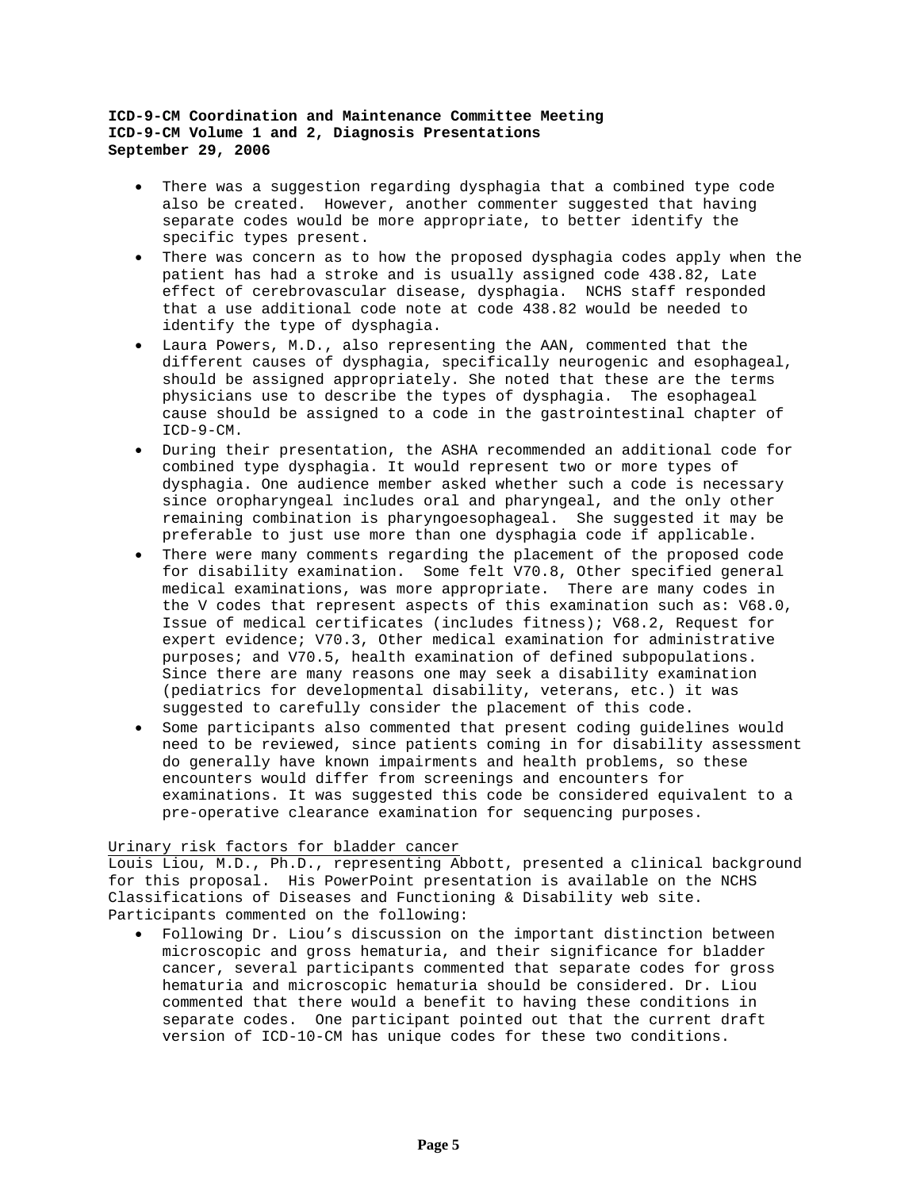- There was a suggestion regarding dysphagia that a combined type code also be created. However, another commenter suggested that having separate codes would be more appropriate, to better identify the specific types present.
- There was concern as to how the proposed dysphagia codes apply when the patient has had a stroke and is usually assigned code 438.82, Late effect of cerebrovascular disease, dysphagia. NCHS staff responded that a use additional code note at code 438.82 would be needed to identify the type of dysphagia.
- Laura Powers, M.D., also representing the AAN, commented that the different causes of dysphagia, specifically neurogenic and esophageal, should be assigned appropriately. She noted that these are the terms physicians use to describe the types of dysphagia. The esophageal cause should be assigned to a code in the gastrointestinal chapter of ICD-9-CM.
- During their presentation, the ASHA recommended an additional code for combined type dysphagia. It would represent two or more types of dysphagia. One audience member asked whether such a code is necessary since oropharyngeal includes oral and pharyngeal, and the only other remaining combination is pharyngoesophageal. She suggested it may be preferable to just use more than one dysphagia code if applicable.
- There were many comments regarding the placement of the proposed code for disability examination. Some felt V70.8, Other specified general medical examinations, was more appropriate. There are many codes in the V codes that represent aspects of this examination such as: V68.0, Issue of medical certificates (includes fitness); V68.2, Request for expert evidence; V70.3, Other medical examination for administrative purposes; and V70.5, health examination of defined subpopulations. Since there are many reasons one may seek a disability examination (pediatrics for developmental disability, veterans, etc.) it was suggested to carefully consider the placement of this code.
- Some participants also commented that present coding guidelines would need to be reviewed, since patients coming in for disability assessment do generally have known impairments and health problems, so these encounters would differ from screenings and encounters for examinations. It was suggested this code be considered equivalent to a pre-operative clearance examination for sequencing purposes.

Urinary risk factors for bladder cancer

Louis Liou, M.D., Ph.D., representing Abbott, presented a clinical background for this proposal. His PowerPoint presentation is available on the NCHS Classifications of Diseases and Functioning & Disability web site. Participants commented on the following:

- Following Dr. Liou's discussion on the important distinction between microscopic and gross hematuria, and their significance for bladder cancer, several participants commented that separate codes for gross hematuria and microscopic hematuria should be considered. Dr. Liou commented that there would a benefit to having these conditions in separate codes. One participant pointed out that the current draft version of ICD-10-CM has unique codes for these two conditions.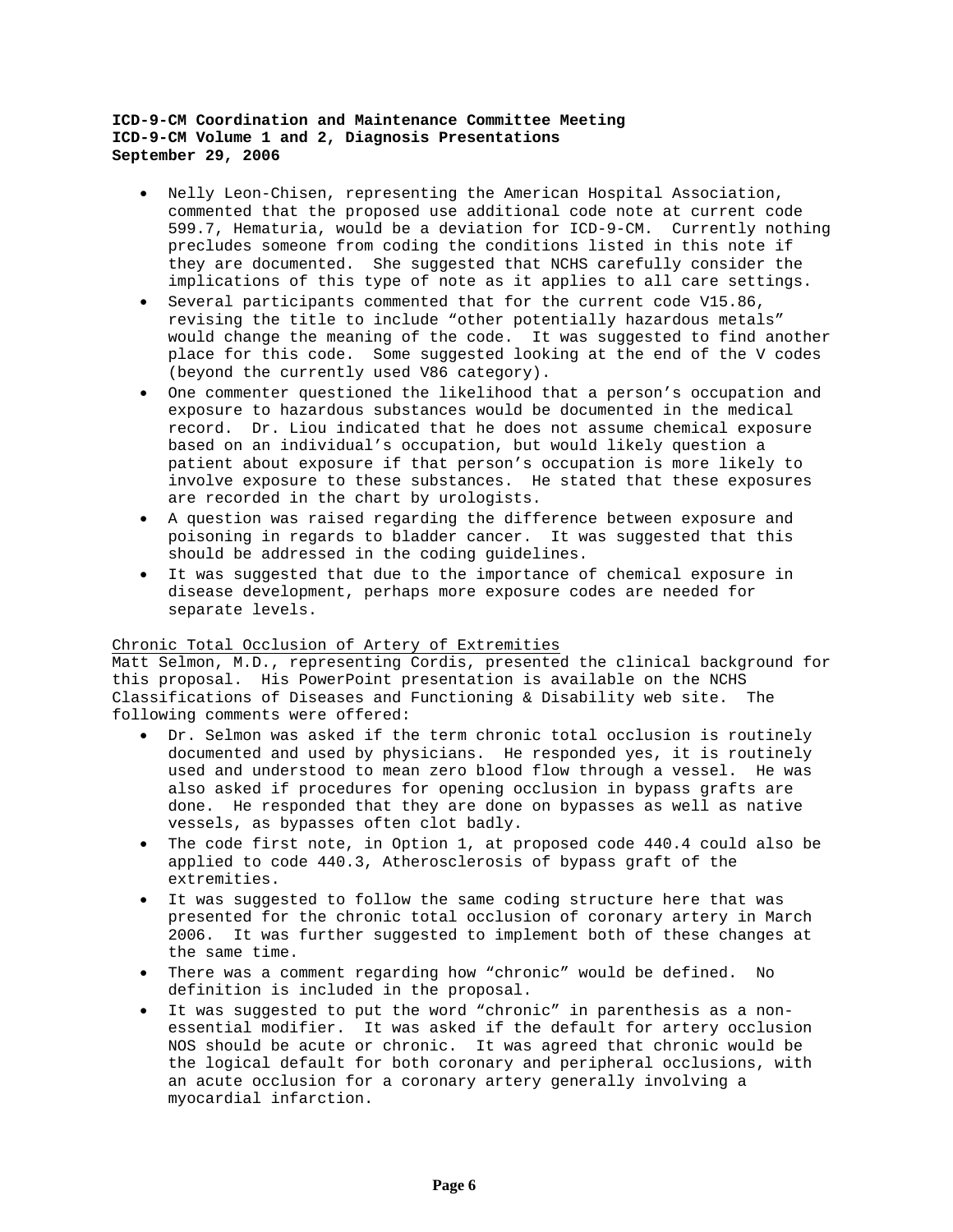- Nelly Leon-Chisen, representing the American Hospital Association, commented that the proposed use additional code note at current code 599.7, Hematuria, would be a deviation for ICD-9-CM. Currently nothing precludes someone from coding the conditions listed in this note if they are documented. She suggested that NCHS carefully consider the implications of this type of note as it applies to all care settings.
- Several participants commented that for the current code V15.86, revising the title to include "other potentially hazardous metals" would change the meaning of the code. It was suggested to find another place for this code. Some suggested looking at the end of the V codes (beyond the currently used V86 category).
- One commenter questioned the likelihood that a person's occupation and exposure to hazardous substances would be documented in the medical record. Dr. Liou indicated that he does not assume chemical exposure based on an individual's occupation, but would likely question a patient about exposure if that person's occupation is more likely to involve exposure to these substances. He stated that these exposures are recorded in the chart by urologists.
- A question was raised regarding the difference between exposure and poisoning in regards to bladder cancer. It was suggested that this should be addressed in the coding guidelines.
- It was suggested that due to the importance of chemical exposure in disease development, perhaps more exposure codes are needed for separate levels.

Chronic Total Occlusion of Artery of Extremities

Matt Selmon, M.D., representing Cordis, presented the clinical background for this proposal. His PowerPoint presentation is available on the NCHS Classifications of Diseases and Functioning & Disability web site. The following comments were offered:

- Dr. Selmon was asked if the term chronic total occlusion is routinely documented and used by physicians. He responded yes, it is routinely used and understood to mean zero blood flow through a vessel. He was also asked if procedures for opening occlusion in bypass grafts are done. He responded that they are done on bypasses as well as native vessels, as bypasses often clot badly.
- The code first note, in Option 1, at proposed code 440.4 could also be applied to code 440.3, Atherosclerosis of bypass graft of the extremities.
- It was suggested to follow the same coding structure here that was presented for the chronic total occlusion of coronary artery in March 2006. It was further suggested to implement both of these changes at the same time.
- There was a comment regarding how "chronic" would be defined. No definition is included in the proposal.
- It was suggested to put the word "chronic" in parenthesis as a non-essential modifier. It was asked if the default for artery occlusion NOS should be acute or chronic. It was agreed that chronic would be the logical default for both coronary and peripheral occlusions, with an acute occlusion for a coronary artery generally involving a myocardial infarction.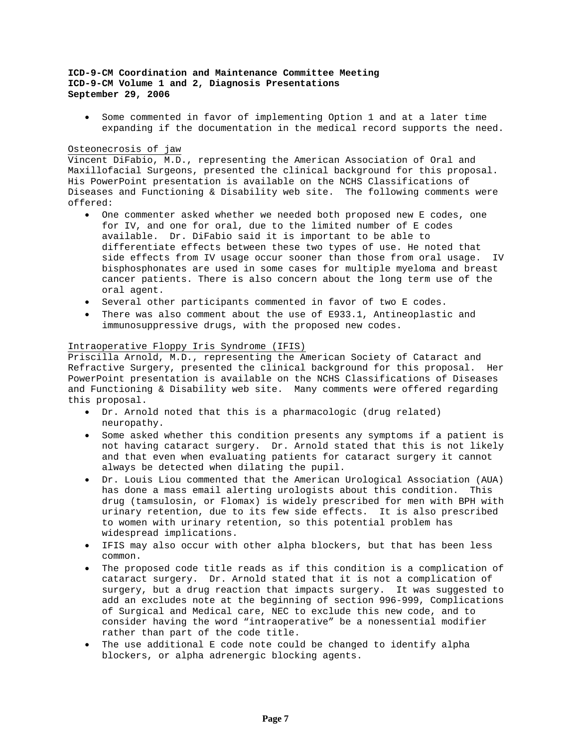- Some commented in favor of implementing Option 1 and at a later time expanding if the documentation in the medical record supports the need.

Osteonecrosis of jaw

Vincent DiFabio, M.D., representing the American Association of Oral and Maxillofacial Surgeons, presented the clinical background for this proposal. His PowerPoint presentation is available on the NCHS Classifications of Diseases and Functioning & Disability web site. The following comments were offered:

- One commenter asked whether we needed both proposed new E codes, one for IV, and one for oral, due to the limited number of E codes available. Dr. DiFabio said it is important to be able to differentiate effects between these two types of use. He noted that side effects from IV usage occur sooner than those from oral usage. IV bisphosphonates are used in some cases for multiple myeloma and breast cancer patients. There is also concern about the long term use of the oral agent.
- Several other participants commented in favor of two E codes.
- There was also comment about the use of E933.1, Antineoplastic and immunosuppressive drugs, with the proposed new codes.

Intraoperative Floppy Iris Syndrome (IFIS)

Priscilla Arnold, M.D., representing the American Society of Cataract and Refractive Surgery, presented the clinical background for this proposal. Her PowerPoint presentation is available on the NCHS Classifications of Diseases and Functioning & Disability web site. Many comments were offered regarding this proposal.

- Dr. Arnold noted that this is a pharmacologic (drug related) neuropathy.
- Some asked whether this condition presents any symptoms if a patient is not having cataract surgery. Dr. Arnold stated that this is not likely and that even when evaluating patients for cataract surgery it cannot always be detected when dilating the pupil.
- Dr. Louis Liou commented that the American Urological Association (AUA) has done a mass email alerting urologists about this condition. This drug (tamsulosin, or Flomax) is widely prescribed for men with BPH with urinary retention, due to its few side effects. It is also prescribed to women with urinary retention, so this potential problem has widespread implications.
- IFIS may also occur with other alpha blockers, but that has been less common.
- The proposed code title reads as if this condition is a complication of cataract surgery. Dr. Arnold stated that it is not a complication of surgery, but a drug reaction that impacts surgery. It was suggested to add an excludes note at the beginning of section 996-999, Complications of Surgical and Medical care, NEC to exclude this new code, and to consider having the word "intraoperative" be a nonessential modifier rather than part of the code title.
- The use additional E code note could be changed to identify alpha blockers, or alpha adrenergic blocking agents.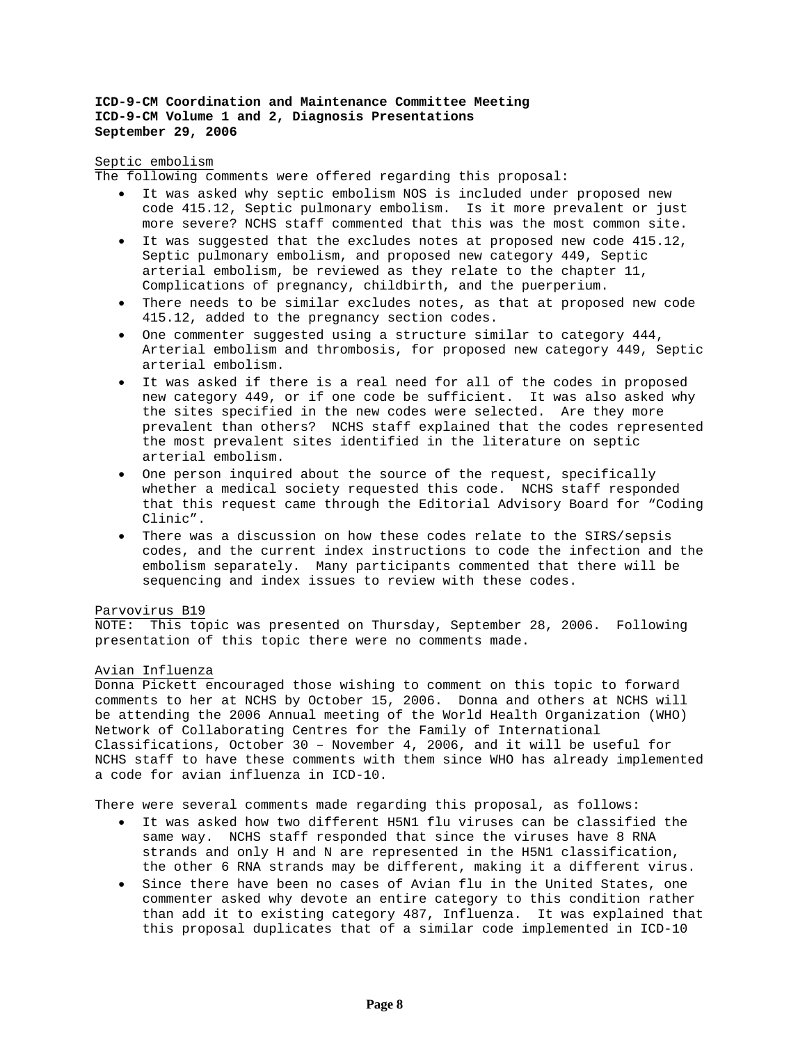**ICD-9-CM Coordination and Maintenance Committee Meeting**
**ICD-9-CM Volume 1 and 2, Diagnosis Presentations**
**September 29, 2006**

Septic embolism

The following comments were offered regarding this proposal:

- It was asked why septic embolism NOS is included under proposed new code 415.12, Septic pulmonary embolism. Is it more prevalent or just more severe? NCHS staff commented that this was the most common site.
- It was suggested that the excludes notes at proposed new code 415.12, Septic pulmonary embolism, and proposed new category 449, Septic arterial embolism, be reviewed as they relate to the chapter 11, Complications of pregnancy, childbirth, and the puerperium.
- There needs to be similar excludes notes, as that at proposed new code 415.12, added to the pregnancy section codes.
- One commenter suggested using a structure similar to category 444, Arterial embolism and thrombosis, for proposed new category 449, Septic arterial embolism.
- It was asked if there is a real need for all of the codes in proposed new category 449, or if one code be sufficient. It was also asked why the sites specified in the new codes were selected. Are they more prevalent than others? NCHS staff explained that the codes represented the most prevalent sites identified in the literature on septic arterial embolism.
- One person inquired about the source of the request, specifically whether a medical society requested this code. NCHS staff responded that this request came through the Editorial Advisory Board for "Coding Clinic".
- There was a discussion on how these codes relate to the SIRS/sepsis codes, and the current index instructions to code the infection and the embolism separately. Many participants commented that there will be sequencing and index issues to review with these codes.

Parvovirus B19

NOTE: This topic was presented on Thursday, September 28, 2006. Following presentation of this topic there were no comments made.

Avian Influenza

Donna Pickett encouraged those wishing to comment on this topic to forward comments to her at NCHS by October 15, 2006. Donna and others at NCHS will be attending the 2006 Annual meeting of the World Health Organization (WHO) Network of Collaborating Centres for the Family of International Classifications, October 30 – November 4, 2006, and it will be useful for NCHS staff to have these comments with them since WHO has already implemented a code for avian influenza in ICD-10.

There were several comments made regarding this proposal, as follows:

- It was asked how two different H5N1 flu viruses can be classified the same way. NCHS staff responded that since the viruses have 8 RNA strands and only H and N are represented in the H5N1 classification, the other 6 RNA strands may be different, making it a different virus.
- Since there have been no cases of Avian flu in the United States, one commenter asked why devote an entire category to this condition rather than add it to existing category 487, Influenza. It was explained that this proposal duplicates that of a similar code implemented in ICD-10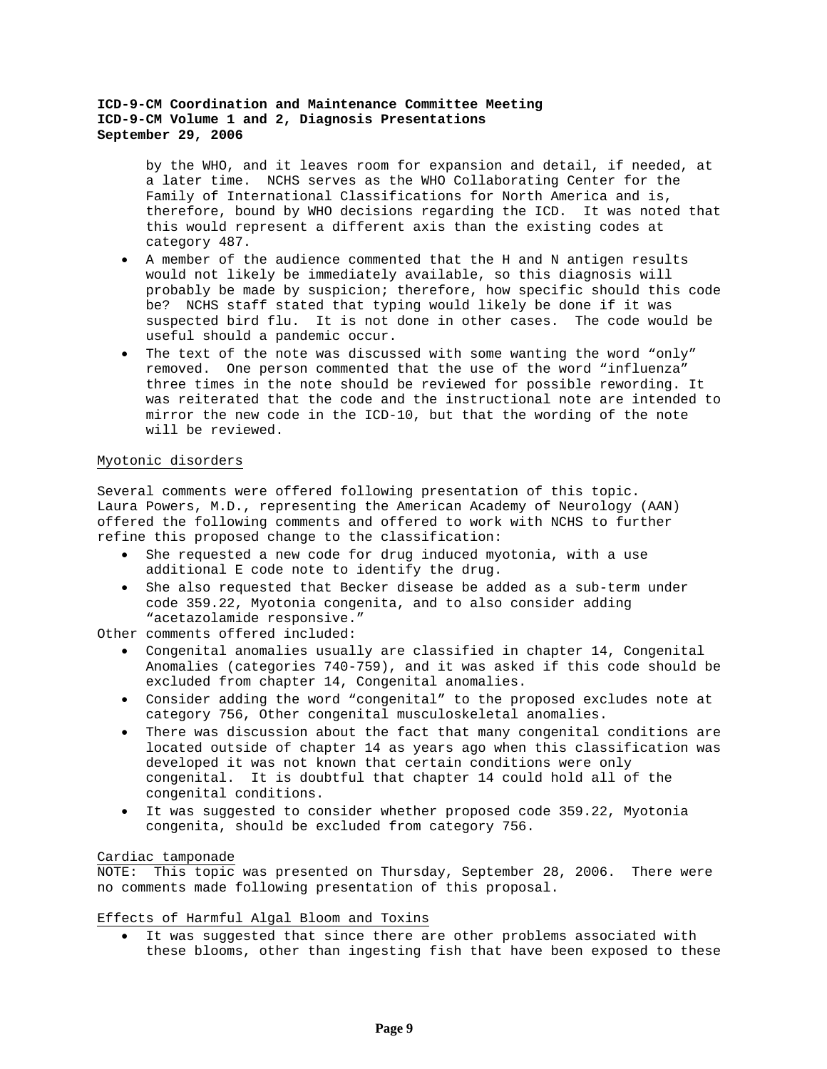by the WHO, and it leaves room for expansion and detail, if needed, at a later time. NCHS serves as the WHO Collaborating Center for the Family of International Classifications for North America and is, therefore, bound by WHO decisions regarding the ICD. It was noted that this would represent a different axis than the existing codes at category 487.

- A member of the audience commented that the H and N antigen results would not likely be immediately available, so this diagnosis will probably be made by suspicion; therefore, how specific should this code be? NCHS staff stated that typing would likely be done if it was suspected bird flu. It is not done in other cases. The code would be useful should a pandemic occur.
- The text of the note was discussed with some wanting the word "only" removed. One person commented that the use of the word "influenza" three times in the note should be reviewed for possible rewording. It was reiterated that the code and the instructional note are intended to mirror the new code in the ICD-10, but that the wording of the note will be reviewed.

Myotonic disorders

Several comments were offered following presentation of this topic. Laura Powers, M.D., representing the American Academy of Neurology (AAN) offered the following comments and offered to work with NCHS to further refine this proposed change to the classification:

- She requested a new code for drug induced myotonia, with a use additional E code note to identify the drug.
- She also requested that Becker disease be added as a sub-term under code 359.22, Myotonia congenita, and to also consider adding "acetazolamide responsive."

Other comments offered included:

- Congenital anomalies usually are classified in chapter 14, Congenital Anomalies (categories 740-759), and it was asked if this code should be excluded from chapter 14, Congenital anomalies.
- Consider adding the word "congenital" to the proposed excludes note at category 756, Other congenital musculoskeletal anomalies.
- There was discussion about the fact that many congenital conditions are located outside of chapter 14 as years ago when this classification was developed it was not known that certain conditions were only congenital. It is doubtful that chapter 14 could hold all of the congenital conditions.
- It was suggested to consider whether proposed code 359.22, Myotonia congenita, should be excluded from category 756.

Cardiac tamponade

NOTE: This topic was presented on Thursday, September 28, 2006. There were no comments made following presentation of this proposal.

Effects of Harmful Algal Bloom and Toxins

- It was suggested that since there are other problems associated with these blooms, other than ingesting fish that have been exposed to these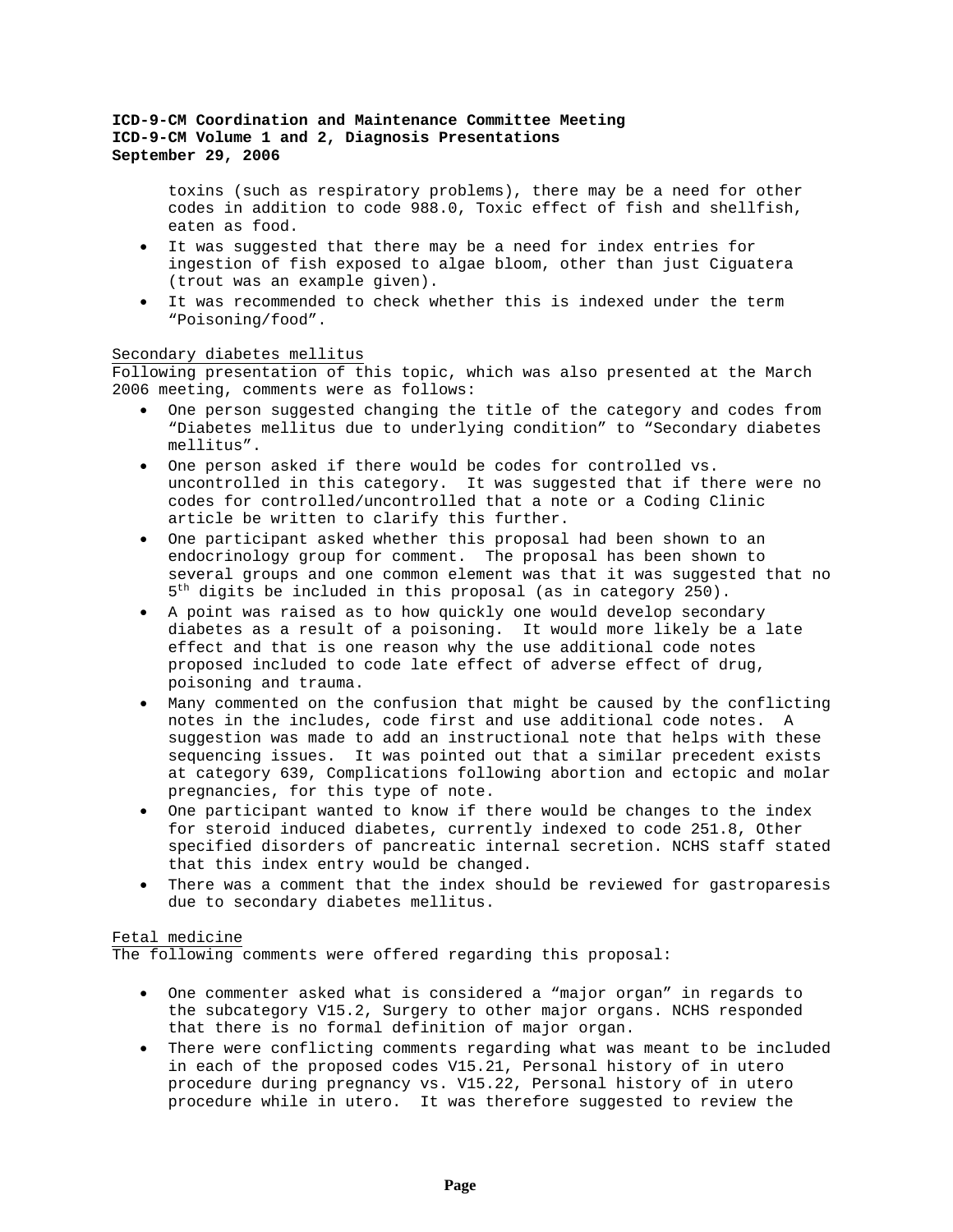toxins (such as respiratory problems), there may be a need for other codes in addition to code 988.0, Toxic effect of fish and shellfish, eaten as food.

- It was suggested that there may be a need for index entries for ingestion of fish exposed to algae bloom, other than just Ciguatera (trout was an example given).
- It was recommended to check whether this is indexed under the term "Poisoning/food".

<u>Secondary diabetes mellitus</u>

Following presentation of this topic, which was also presented at the March 2006 meeting, comments were as follows:

- One person suggested changing the title of the category and codes from "Diabetes mellitus due to underlying condition" to "Secondary diabetes mellitus".
- One person asked if there would be codes for controlled vs. uncontrolled in this category. It was suggested that if there were no codes for controlled/uncontrolled that a note or a Coding Clinic article be written to clarify this further.
- One participant asked whether this proposal had been shown to an endocrinology group for comment. The proposal has been shown to several groups and one common element was that it was suggested that no 5th digits be included in this proposal (as in category 250).
- A point was raised as to how quickly one would develop secondary diabetes as a result of a poisoning. It would more likely be a late effect and that is one reason why the use additional code notes proposed included to code late effect of adverse effect of drug, poisoning and trauma.
- Many commented on the confusion that might be caused by the conflicting notes in the includes, code first and use additional code notes. A suggestion was made to add an instructional note that helps with these sequencing issues. It was pointed out that a similar precedent exists at category 639, Complications following abortion and ectopic and molar pregnancies, for this type of note.
- One participant wanted to know if there would be changes to the index for steroid induced diabetes, currently indexed to code 251.8, Other specified disorders of pancreatic internal secretion. NCHS staff stated that this index entry would be changed.
- There was a comment that the index should be reviewed for gastroparesis due to secondary diabetes mellitus.

<u>Fetal medicine</u>

The following comments were offered regarding this proposal:

- One commenter asked what is considered a "major organ" in regards to the subcategory V15.2, Surgery to other major organs. NCHS responded that there is no formal definition of major organ.
- There were conflicting comments regarding what was meant to be included in each of the proposed codes V15.21, Personal history of in utero procedure during pregnancy vs. V15.22, Personal history of in utero procedure while in utero. It was therefore suggested to review the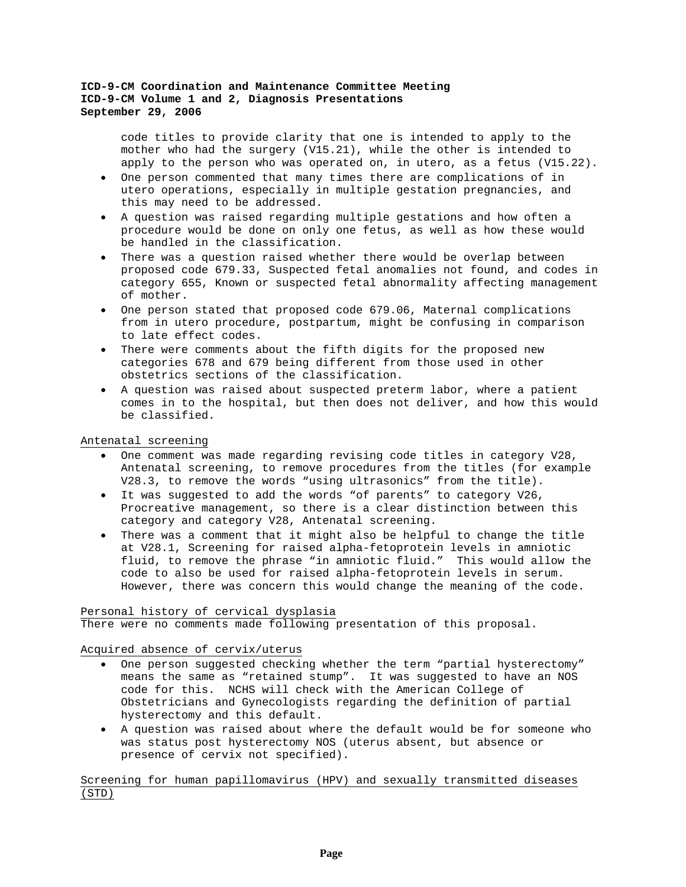code titles to provide clarity that one is intended to apply to the mother who had the surgery (V15.21), while the other is intended to apply to the person who was operated on, in utero, as a fetus (V15.22).

- One person commented that many times there are complications of in utero operations, especially in multiple gestation pregnancies, and this may need to be addressed.
- A question was raised regarding multiple gestations and how often a procedure would be done on only one fetus, as well as how these would be handled in the classification.
- There was a question raised whether there would be overlap between proposed code 679.33, Suspected fetal anomalies not found, and codes in category 655, Known or suspected fetal abnormality affecting management of mother.
- One person stated that proposed code 679.06, Maternal complications from in utero procedure, postpartum, might be confusing in comparison to late effect codes.
- There were comments about the fifth digits for the proposed new categories 678 and 679 being different from those used in other obstetrics sections of the classification.
- A question was raised about suspected preterm labor, where a patient comes in to the hospital, but then does not deliver, and how this would be classified.

<u>Antenatal screening</u>

- One comment was made regarding revising code titles in category V28, Antenatal screening, to remove procedures from the titles (for example V28.3, to remove the words "using ultrasonics" from the title).
- It was suggested to add the words "of parents" to category V26, Procreative management, so there is a clear distinction between this category and category V28, Antenatal screening.
- There was a comment that it might also be helpful to change the title at V28.1, Screening for raised alpha-fetoprotein levels in amniotic fluid, to remove the phrase "in amniotic fluid." This would allow the code to also be used for raised alpha-fetoprotein levels in serum. However, there was concern this would change the meaning of the code.

<u>Personal history of cervical dysplasia</u>

There were no comments made following presentation of this proposal.

<u>Acquired absence of cervix/uterus</u>

- One person suggested checking whether the term "partial hysterectomy" means the same as "retained stump". It was suggested to have an NOS code for this. NCHS will check with the American College of Obstetricians and Gynecologists regarding the definition of partial hysterectomy and this default.
- A question was raised about where the default would be for someone who was status post hysterectomy NOS (uterus absent, but absence or presence of cervix not specified).

<u>Screening for human papillomavirus (HPV) and sexually transmitted diseases (STD)</u>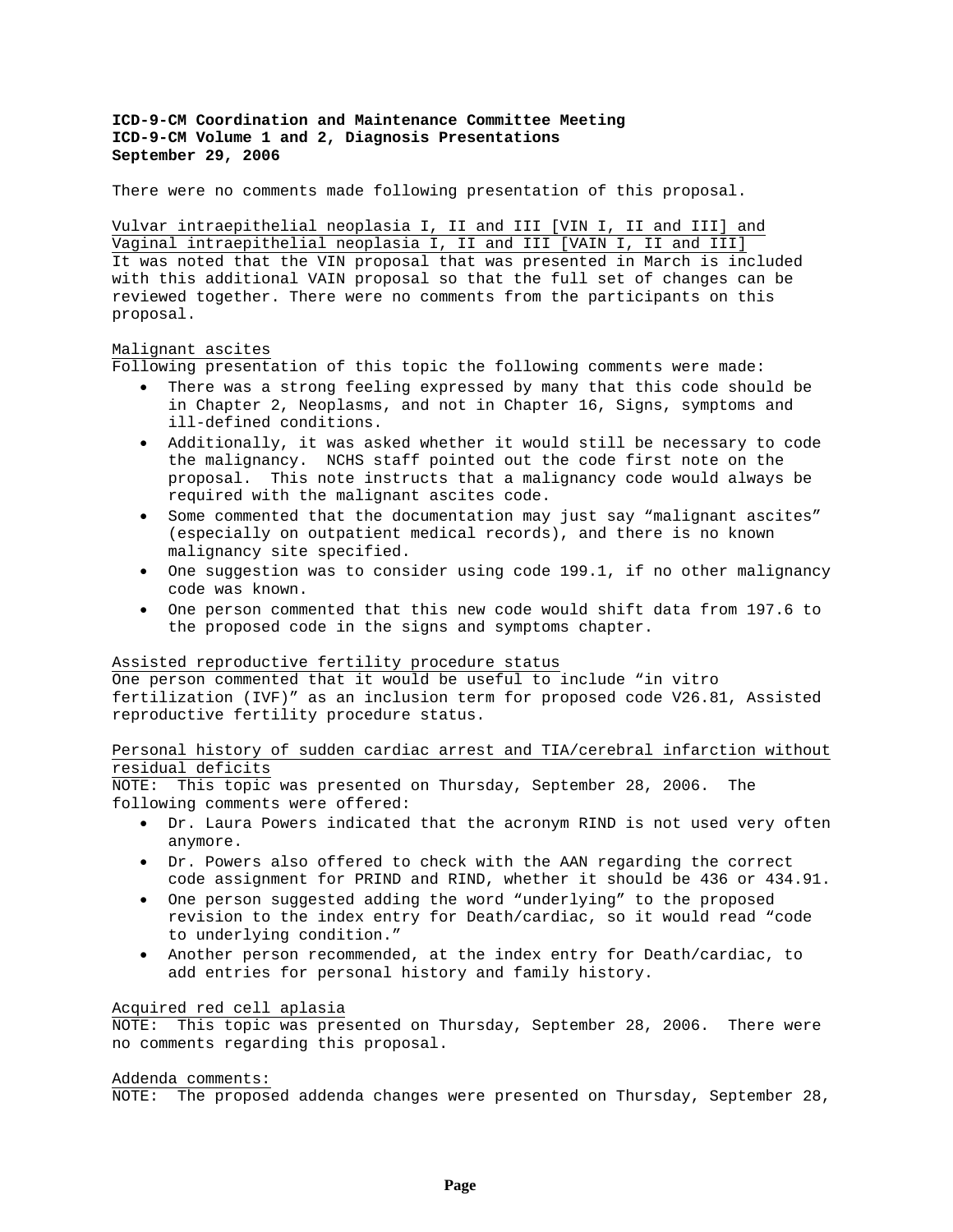**ICD-9-CM Coordination and Maintenance Committee Meeting**
**ICD-9-CM Volume 1 and 2, Diagnosis Presentations**
**September 29, 2006**

There were no comments made following presentation of this proposal.

Vulvar intraepithelial neoplasia I, II and III [VIN I, II and III] and Vaginal intraepithelial neoplasia I, II and III [VAIN I, II and III]

It was noted that the VIN proposal that was presented in March is included with this additional VAIN proposal so that the full set of changes can be reviewed together. There were no comments from the participants on this proposal.

Malignant ascites

Following presentation of this topic the following comments were made:

- There was a strong feeling expressed by many that this code should be in Chapter 2, Neoplasms, and not in Chapter 16, Signs, symptoms and ill-defined conditions.
- Additionally, it was asked whether it would still be necessary to code the malignancy. NCHS staff pointed out the code first note on the proposal. This note instructs that a malignancy code would always be required with the malignant ascites code.
- Some commented that the documentation may just say "malignant ascites" (especially on outpatient medical records), and there is no known malignancy site specified.
- One suggestion was to consider using code 199.1, if no other malignancy code was known.
- One person commented that this new code would shift data from 197.6 to the proposed code in the signs and symptoms chapter.

Assisted reproductive fertility procedure status

One person commented that it would be useful to include "in vitro fertilization (IVF)" as an inclusion term for proposed code V26.81, Assisted reproductive fertility procedure status.

Personal history of sudden cardiac arrest and TIA/cerebral infarction without residual deficits

NOTE: This topic was presented on Thursday, September 28, 2006. The following comments were offered:

- Dr. Laura Powers indicated that the acronym RIND is not used very often anymore.
- Dr. Powers also offered to check with the AAN regarding the correct code assignment for PRIND and RIND, whether it should be 436 or 434.91.
- One person suggested adding the word "underlying" to the proposed revision to the index entry for Death/cardiac, so it would read "code to underlying condition."
- Another person recommended, at the index entry for Death/cardiac, to add entries for personal history and family history.

Acquired red cell aplasia

NOTE: This topic was presented on Thursday, September 28, 2006. There were no comments regarding this proposal.

Addenda comments:

NOTE: The proposed addenda changes were presented on Thursday, September 28,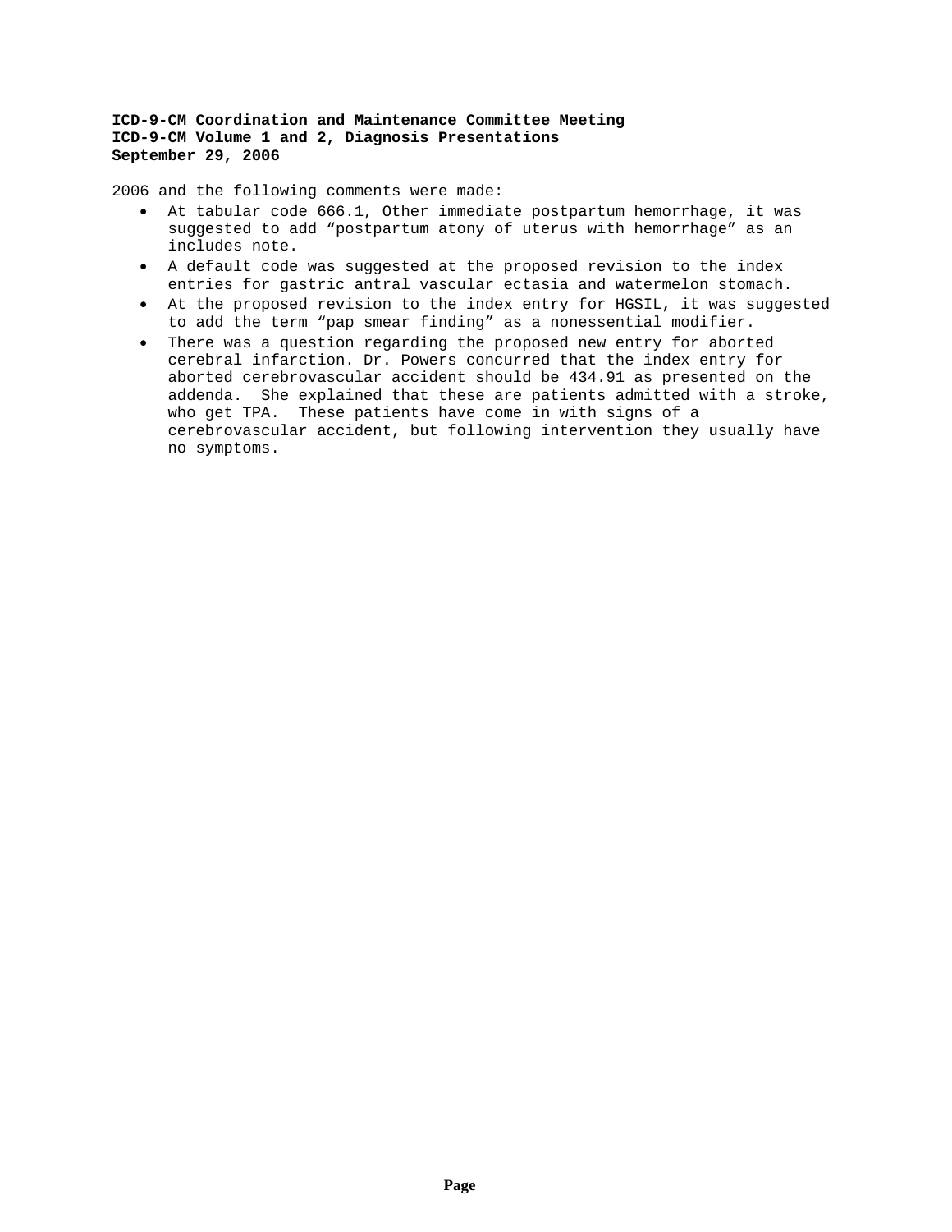2006 and the following comments were made:

- At tabular code 666.1, Other immediate postpartum hemorrhage, it was suggested to add “postpartum atony of uterus with hemorrhage” as an includes note.
- A default code was suggested at the proposed revision to the index entries for gastric antral vascular ectasia and watermelon stomach.
- At the proposed revision to the index entry for HGSIL, it was suggested to add the term “pap smear finding” as a nonessential modifier.
- There was a question regarding the proposed new entry for aborted cerebral infarction. Dr. Powers concurred that the index entry for aborted cerebrovascular accident should be 434.91 as presented on the addenda. She explained that these are patients admitted with a stroke, who get TPA. These patients have come in with signs of a cerebrovascular accident, but following intervention they usually have no symptoms.